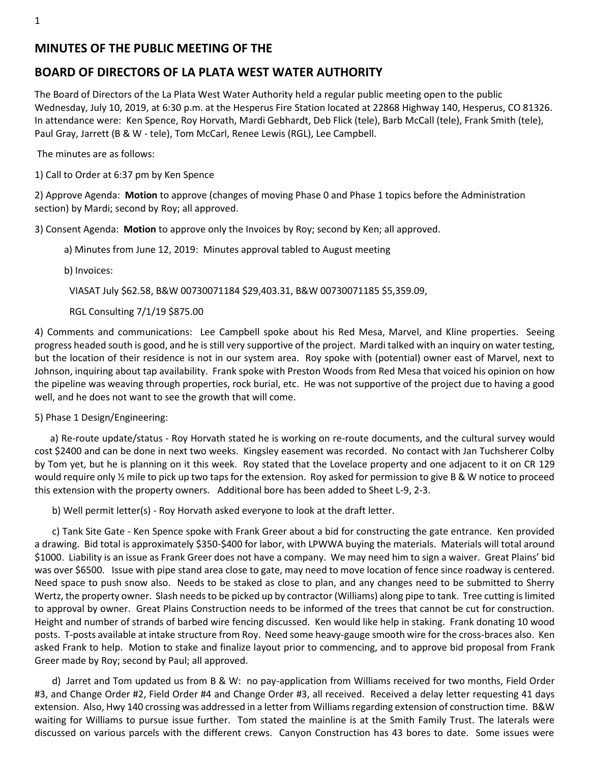# MINUTES OF THE PUBLIC MEETING OF THE

# BOARD OF DIRECTORS OF LA PLATA WEST WATER AUTHORITY

The Board of Directors of the La Plata West Water Authority held a regular public meeting open to the public Wednesday, July 10, 2019, at 6:30 p.m. at the Hesperus Fire Station located at 22868 Highway 140, Hesperus, CO 81326. In attendance were: Ken Spence, Roy Horvath, Mardi Gebhardt, Deb Flick (tele), Barb McCall (tele), Frank Smith (tele), Paul Gray, Jarrett (B & W - tele), Tom McCarl, Renee Lewis (RGL), Lee Campbell.

The minutes are as follows:

1) Call to Order at 6:37 pm by Ken Spence

2) Approve Agenda: **Motion** to approve (changes of moving Phase 0 and Phase 1 topics before the Administration section) by Mardi; second by Roy; all approved.

3) Consent Agenda: **Motion** to approve only the Invoices by Roy; second by Ken; all approved.

a) Minutes from June 12, 2019: Minutes approval tabled to August meeting

b) Invoices:

VIASAT July $62.58, B&W 00730071184 $29,403.31, B&W 00730071185 $5,359.09,

RGL Consulting 7/1/19 $875.00

4) Comments and communications: Lee Campbell spoke about his Red Mesa, Marvel, and Kline properties. Seeing progress headed south is good, and he is still very supportive of the project. Mardi talked with an inquiry on water testing, but the location of their residence is not in our system area. Roy spoke with (potential) owner east of Marvel, next to Johnson, inquiring about tap availability. Frank spoke with Preston Woods from Red Mesa that voiced his opinion on how the pipeline was weaving through properties, rock burial, etc. He was not supportive of the project due to having a good well, and he does not want to see the growth that will come.

5) Phase 1 Design/Engineering:

a) Re-route update/status - Roy Horvath stated he is working on re-route documents, and the cultural survey would cost $2400 and can be done in next two weeks. Kingsley easement was recorded. No contact with Jan Tuchsherer Colby by Tom yet, but he is planning on it this week. Roy stated that the Lovelace property and one adjacent to it on CR 129 would require only ½ mile to pick up two taps for the extension. Roy asked for permission to give B & W notice to proceed this extension with the property owners. Additional bore has been added to Sheet L-9, 2-3.

b) Well permit letter(s) - Roy Horvath asked everyone to look at the draft letter.

c) Tank Site Gate - Ken Spence spoke with Frank Greer about a bid for constructing the gate entrance. Ken provided a drawing. Bid total is approximately $350-$400 for labor, with LPWWA buying the materials. Materials will total around $1000. Liability is an issue as Frank Greer does not have a company. We may need him to sign a waiver. Great Plains' bid was over $6500. Issue with pipe stand area close to gate, may need to move location of fence since roadway is centered. Need space to push snow also. Needs to be staked as close to plan, and any changes need to be submitted to Sherry Wertz, the property owner. Slash needs to be picked up by contractor (Williams) along pipe to tank. Tree cutting is limited to approval by owner. Great Plains Construction needs to be informed of the trees that cannot be cut for construction. Height and number of strands of barbed wire fencing discussed. Ken would like help in staking. Frank donating 10 wood posts. T-posts available at intake structure from Roy. Need some heavy-gauge smooth wire for the cross-braces also. Ken asked Frank to help. Motion to stake and finalize layout prior to commencing, and to approve bid proposal from Frank Greer made by Roy; second by Paul; all approved.

d) Jarret and Tom updated us from B & W: no pay-application from Williams received for two months, Field Order #3, and Change Order #2, Field Order #4 and Change Order #3, all received. Received a delay letter requesting 41 days extension. Also, Hwy 140 crossing was addressed in a letter from Williams regarding extension of construction time. B&W waiting for Williams to pursue issue further. Tom stated the mainline is at the Smith Family Trust. The laterals were discussed on various parcels with the different crews. Canyon Construction has 43 bores to date. Some issues were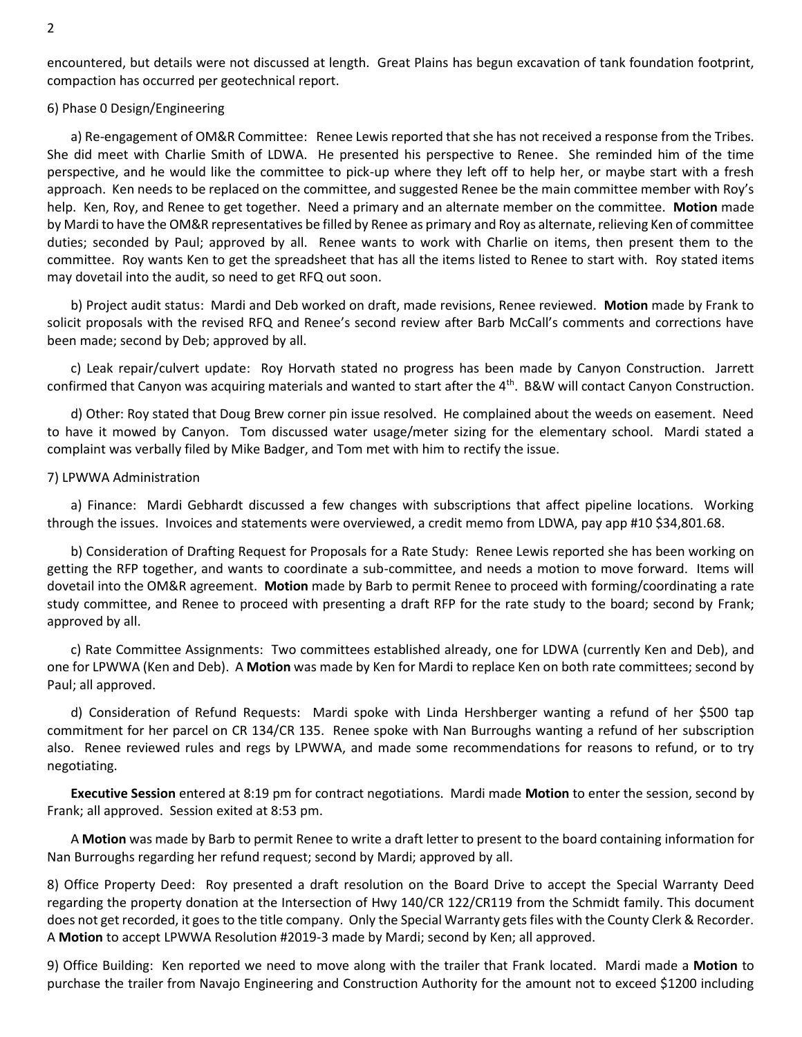encountered, but details were not discussed at length. Great Plains has begun excavation of tank foundation footprint, compaction has occurred per geotechnical report.

6) Phase 0 Design/Engineering

a) Re-engagement of OM&R Committee: Renee Lewis reported that she has not received a response from the Tribes. She did meet with Charlie Smith of LDWA. He presented his perspective to Renee. She reminded him of the time perspective, and he would like the committee to pick-up where they left off to help her, or maybe start with a fresh approach. Ken needs to be replaced on the committee, and suggested Renee be the main committee member with Roy's help. Ken, Roy, and Renee to get together. Need a primary and an alternate member on the committee. **Motion** made by Mardi to have the OM&R representatives be filled by Renee as primary and Roy as alternate, relieving Ken of committee duties; seconded by Paul; approved by all. Renee wants to work with Charlie on items, then present them to the committee. Roy wants Ken to get the spreadsheet that has all the items listed to Renee to start with. Roy stated items may dovetail into the audit, so need to get RFQ out soon.

b) Project audit status: Mardi and Deb worked on draft, made revisions, Renee reviewed. **Motion** made by Frank to solicit proposals with the revised RFQ and Renee's second review after Barb McCall's comments and corrections have been made; second by Deb; approved by all.

c) Leak repair/culvert update: Roy Horvath stated no progress has been made by Canyon Construction. Jarrett confirmed that Canyon was acquiring materials and wanted to start after the 4th. B&W will contact Canyon Construction.

d) Other: Roy stated that Doug Brew corner pin issue resolved. He complained about the weeds on easement. Need to have it mowed by Canyon. Tom discussed water usage/meter sizing for the elementary school. Mardi stated a complaint was verbally filed by Mike Badger, and Tom met with him to rectify the issue.

7) LPWWA Administration

a) Finance: Mardi Gebhardt discussed a few changes with subscriptions that affect pipeline locations. Working through the issues. Invoices and statements were overviewed, a credit memo from LDWA, pay app #10 $34,801.68.

b) Consideration of Drafting Request for Proposals for a Rate Study: Renee Lewis reported she has been working on getting the RFP together, and wants to coordinate a sub-committee, and needs a motion to move forward. Items will dovetail into the OM&R agreement. **Motion** made by Barb to permit Renee to proceed with forming/coordinating a rate study committee, and Renee to proceed with presenting a draft RFP for the rate study to the board; second by Frank; approved by all.

c) Rate Committee Assignments: Two committees established already, one for LDWA (currently Ken and Deb), and one for LPWWA (Ken and Deb). A **Motion** was made by Ken for Mardi to replace Ken on both rate committees; second by Paul; all approved.

d) Consideration of Refund Requests: Mardi spoke with Linda Hershberger wanting a refund of her $500 tap commitment for her parcel on CR 134/CR 135. Renee spoke with Nan Burroughs wanting a refund of her subscription also. Renee reviewed rules and regs by LPWWA, and made some recommendations for reasons to refund, or to try negotiating.

**Executive Session** entered at 8:19 pm for contract negotiations. Mardi made **Motion** to enter the session, second by Frank; all approved. Session exited at 8:53 pm.

A **Motion** was made by Barb to permit Renee to write a draft letter to present to the board containing information for Nan Burroughs regarding her refund request; second by Mardi; approved by all.

8) Office Property Deed: Roy presented a draft resolution on the Board Drive to accept the Special Warranty Deed regarding the property donation at the Intersection of Hwy 140/CR 122/CR119 from the Schmidt family. This document does not get recorded, it goes to the title company. Only the Special Warranty gets files with the County Clerk & Recorder. A **Motion** to accept LPWWA Resolution #2019-3 made by Mardi; second by Ken; all approved.

9) Office Building: Ken reported we need to move along with the trailer that Frank located. Mardi made a **Motion** to purchase the trailer from Navajo Engineering and Construction Authority for the amount not to exceed $1200 including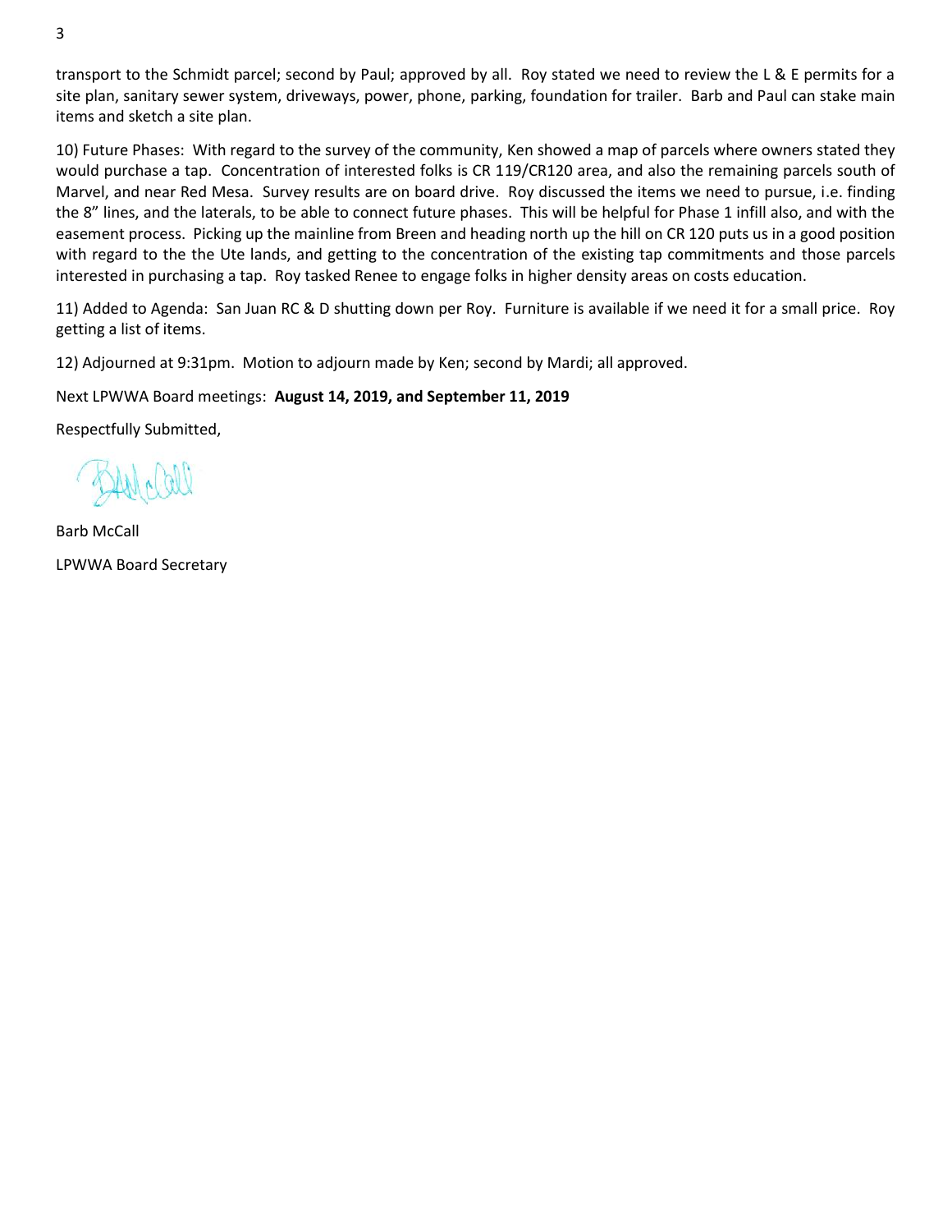transport to the Schmidt parcel; second by Paul; approved by all. Roy stated we need to review the L & E permits for a site plan, sanitary sewer system, driveways, power, phone, parking, foundation for trailer. Barb and Paul can stake main items and sketch a site plan.

10) Future Phases: With regard to the survey of the community, Ken showed a map of parcels where owners stated they would purchase a tap. Concentration of interested folks is CR 119/CR120 area, and also the remaining parcels south of Marvel, and near Red Mesa. Survey results are on board drive. Roy discussed the items we need to pursue, i.e. finding the 8" lines, and the laterals, to be able to connect future phases. This will be helpful for Phase 1 infill also, and with the easement process. Picking up the mainline from Breen and heading north up the hill on CR 120 puts us in a good position with regard to the the Ute lands, and getting to the concentration of the existing tap commitments and those parcels interested in purchasing a tap. Roy tasked Renee to engage folks in higher density areas on costs education.

11) Added to Agenda: San Juan RC & D shutting down per Roy. Furniture is available if we need it for a small price. Roy getting a list of items.

12) Adjourned at 9:31pm. Motion to adjourn made by Ken; second by Mardi; all approved.

Next LPWWA Board meetings: **August 14, 2019, and September 11, 2019**

Respectfully Submitted,

Barb McCall

LPWWA Board Secretary